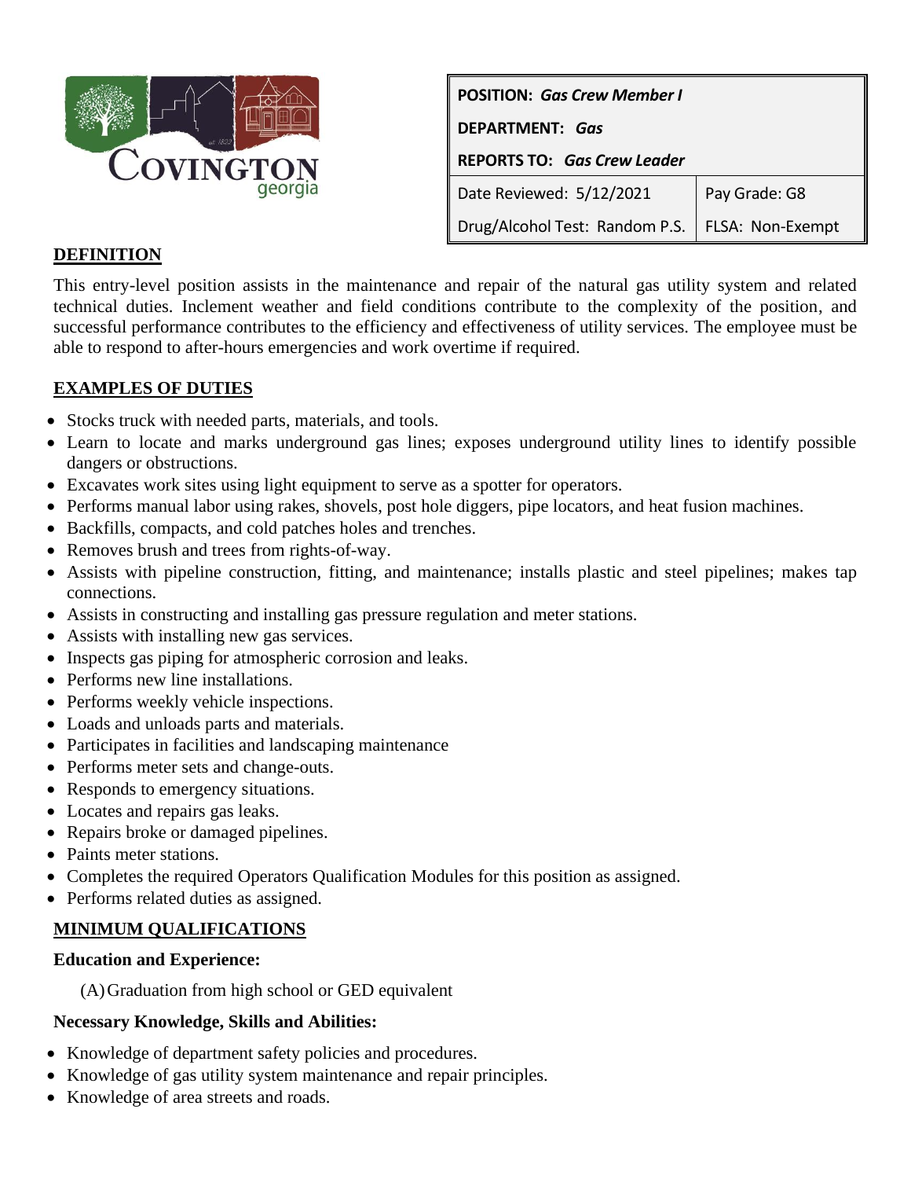| **POSITION:** ***Gas Crew Member I*** | |
|---|---|
| **DEPARTMENT:** ***Gas*** | |
| **REPORTS TO:** ***Gas Crew Leader*** | |
| Date Reviewed: 5/12/2021 | Pay Grade: G8 |
| Drug/Alcohol Test: Random P.S. | FLSA: Non-Exempt |

## DEFINITION

This entry-level position assists in the maintenance and repair of the natural gas utility system and related technical duties. Inclement weather and field conditions contribute to the complexity of the position, and successful performance contributes to the efficiency and effectiveness of utility services. The employee must be able to respond to after-hours emergencies and work overtime if required.

## EXAMPLES OF DUTIES

- Stocks truck with needed parts, materials, and tools.
- Learn to locate and marks underground gas lines; exposes underground utility lines to identify possible dangers or obstructions.
- Excavates work sites using light equipment to serve as a spotter for operators.
- Performs manual labor using rakes, shovels, post hole diggers, pipe locators, and heat fusion machines.
- Backfills, compacts, and cold patches holes and trenches.
- Removes brush and trees from rights-of-way.
- Assists with pipeline construction, fitting, and maintenance; installs plastic and steel pipelines; makes tap connections.
- Assists in constructing and installing gas pressure regulation and meter stations.
- Assists with installing new gas services.
- Inspects gas piping for atmospheric corrosion and leaks.
- Performs new line installations.
- Performs weekly vehicle inspections.
- Loads and unloads parts and materials.
- Participates in facilities and landscaping maintenance
- Performs meter sets and change-outs.
- Responds to emergency situations.
- Locates and repairs gas leaks.
- Repairs broke or damaged pipelines.
- Paints meter stations.
- Completes the required Operators Qualification Modules for this position as assigned.
- Performs related duties as assigned.

## MINIMUM QUALIFICATIONS

### Education and Experience:

(A) Graduation from high school or GED equivalent

### Necessary Knowledge, Skills and Abilities:

- Knowledge of department safety policies and procedures.
- Knowledge of gas utility system maintenance and repair principles.
- Knowledge of area streets and roads.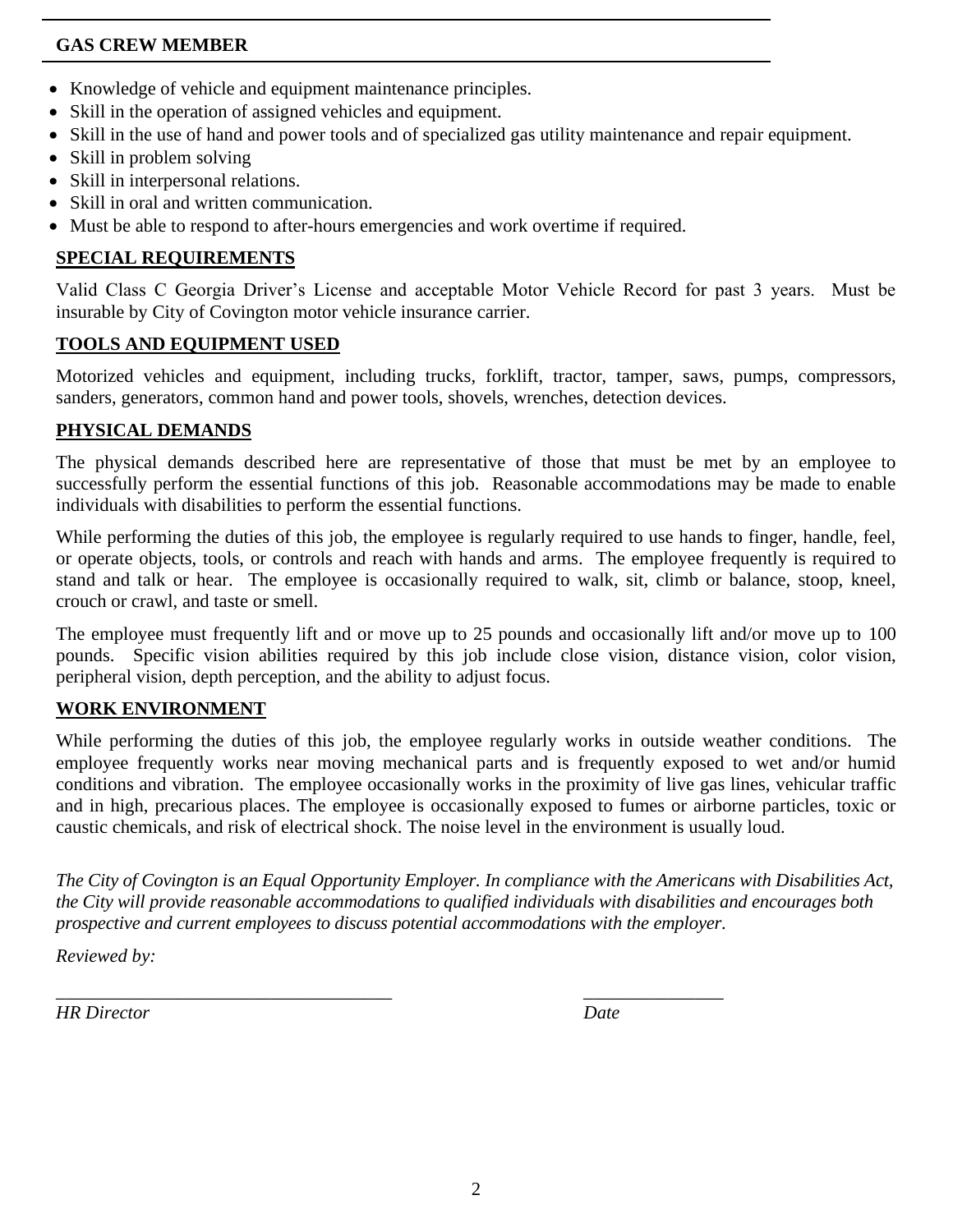**GAS CREW MEMBER**

- Knowledge of vehicle and equipment maintenance principles.
- Skill in the operation of assigned vehicles and equipment.
- Skill in the use of hand and power tools and of specialized gas utility maintenance and repair equipment.
- Skill in problem solving
- Skill in interpersonal relations.
- Skill in oral and written communication.
- Must be able to respond to after-hours emergencies and work overtime if required.

## SPECIAL REQUIREMENTS

Valid Class C Georgia Driver's License and acceptable Motor Vehicle Record for past 3 years. Must be insurable by City of Covington motor vehicle insurance carrier.

## TOOLS AND EQUIPMENT USED

Motorized vehicles and equipment, including trucks, forklift, tractor, tamper, saws, pumps, compressors, sanders, generators, common hand and power tools, shovels, wrenches, detection devices.

## PHYSICAL DEMANDS

The physical demands described here are representative of those that must be met by an employee to successfully perform the essential functions of this job. Reasonable accommodations may be made to enable individuals with disabilities to perform the essential functions.

While performing the duties of this job, the employee is regularly required to use hands to finger, handle, feel, or operate objects, tools, or controls and reach with hands and arms. The employee frequently is required to stand and talk or hear. The employee is occasionally required to walk, sit, climb or balance, stoop, kneel, crouch or crawl, and taste or smell.

The employee must frequently lift and or move up to 25 pounds and occasionally lift and/or move up to 100 pounds. Specific vision abilities required by this job include close vision, distance vision, color vision, peripheral vision, depth perception, and the ability to adjust focus.

## WORK ENVIRONMENT

While performing the duties of this job, the employee regularly works in outside weather conditions. The employee frequently works near moving mechanical parts and is frequently exposed to wet and/or humid conditions and vibration. The employee occasionally works in the proximity of live gas lines, vehicular traffic and in high, precarious places. The employee is occasionally exposed to fumes or airborne particles, toxic or caustic chemicals, and risk of electrical shock. The noise level in the environment is usually loud.

*The City of Covington is an Equal Opportunity Employer. In compliance with the Americans with Disabilities Act, the City will provide reasonable accommodations to qualified individuals with disabilities and encourages both prospective and current employees to discuss potential accommodations with the employer.*

*Reviewed by:*

_____________________________________ _______________

*HR Director* *Date*